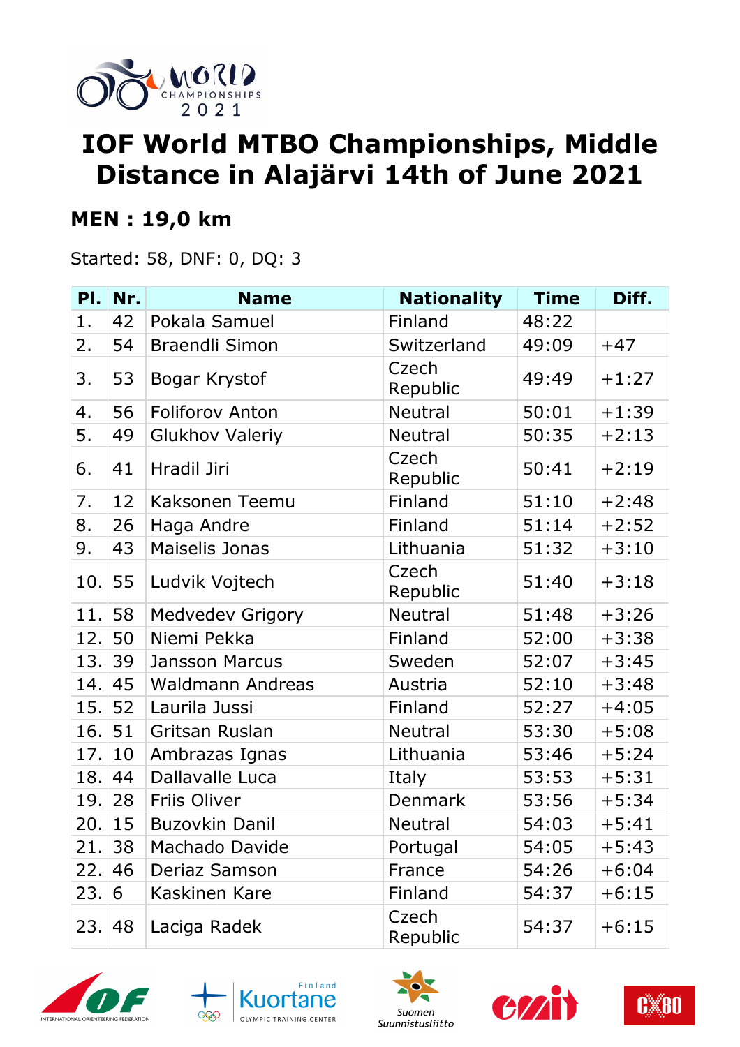# IOF World MTBO Championships, Middle Distance in Alajärvi 14th of June 2021

## MEN : 19,0 km

Started: 58, DNF: 0, DQ: 3

| Pl. | Nr. | Name | Nationality | Time | Diff. |
|---|---|---|---|---|---|
| 1. | 42 | Pokala Samuel | Finland | 48:22 | |
| 2. | 54 | Braendli Simon | Switzerland | 49:09 | +47 |
| 3. | 53 | Bogar Krystof | Czech Republic | 49:49 | +1:27 |
| 4. | 56 | Foliforov Anton | Neutral | 50:01 | +1:39 |
| 5. | 49 | Glukhov Valeriy | Neutral | 50:35 | +2:13 |
| 6. | 41 | Hradil Jiri | Czech Republic | 50:41 | +2:19 |
| 7. | 12 | Kaksonen Teemu | Finland | 51:10 | +2:48 |
| 8. | 26 | Haga Andre | Finland | 51:14 | +2:52 |
| 9. | 43 | Maiselis Jonas | Lithuania | 51:32 | +3:10 |
| 10. | 55 | Ludvik Vojtech | Czech Republic | 51:40 | +3:18 |
| 11. | 58 | Medvedev Grigory | Neutral | 51:48 | +3:26 |
| 12. | 50 | Niemi Pekka | Finland | 52:00 | +3:38 |
| 13. | 39 | Jansson Marcus | Sweden | 52:07 | +3:45 |
| 14. | 45 | Waldmann Andreas | Austria | 52:10 | +3:48 |
| 15. | 52 | Laurila Jussi | Finland | 52:27 | +4:05 |
| 16. | 51 | Gritsan Ruslan | Neutral | 53:30 | +5:08 |
| 17. | 10 | Ambrazas Ignas | Lithuania | 53:46 | +5:24 |
| 18. | 44 | Dallavalle Luca | Italy | 53:53 | +5:31 |
| 19. | 28 | Friis Oliver | Denmark | 53:56 | +5:34 |
| 20. | 15 | Buzovkin Danil | Neutral | 54:03 | +5:41 |
| 21. | 38 | Machado Davide | Portugal | 54:05 | +5:43 |
| 22. | 46 | Deriaz Samson | France | 54:26 | +6:04 |
| 23. | 6 | Kaskinen Kare | Finland | 54:37 | +6:15 |
| 23. | 48 | Laciga Radek | Czech Republic | 54:37 | +6:15 |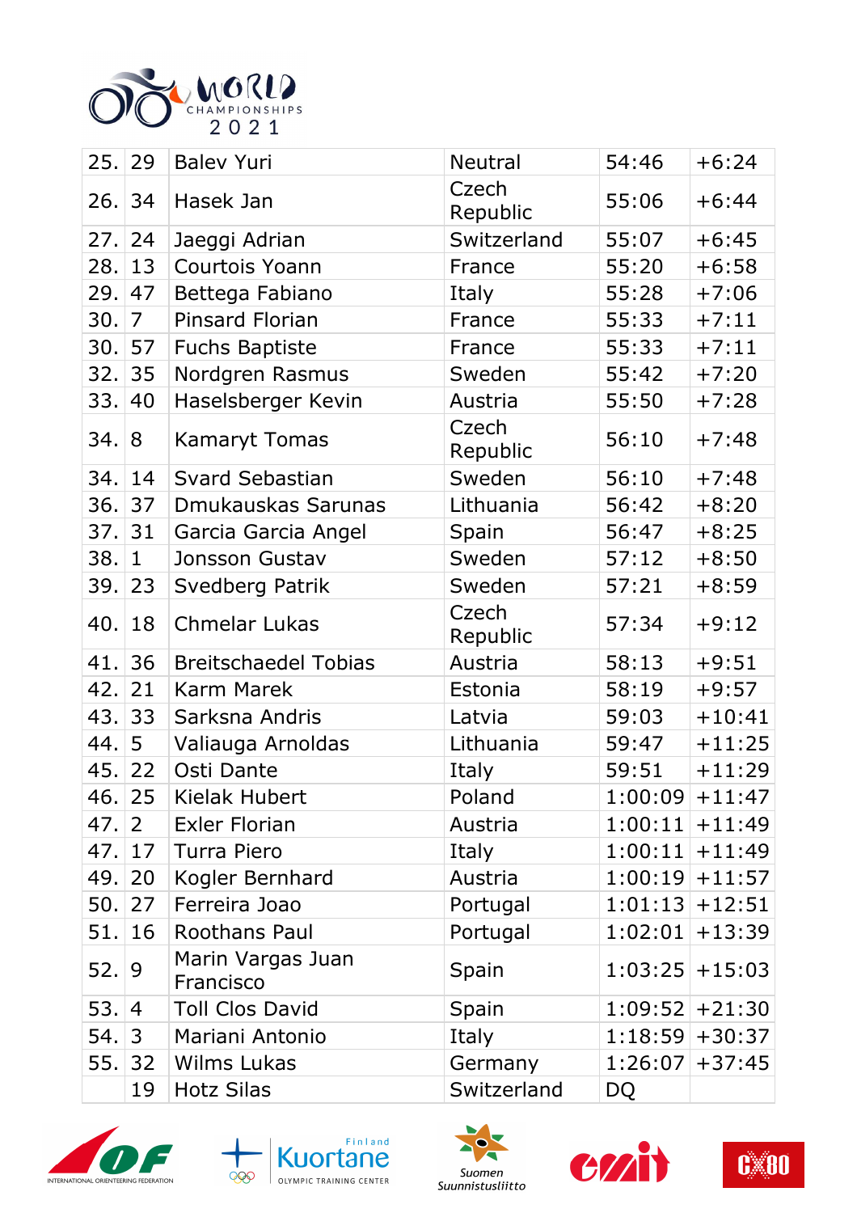| | | | | | |
|---|---|---|---|---|---|
| 25. | 29 | Balev Yuri | Neutral | 54:46 | +6:24 |
| 26. | 34 | Hasek Jan | Czech Republic | 55:06 | +6:44 |
| 27. | 24 | Jaeggi Adrian | Switzerland | 55:07 | +6:45 |
| 28. | 13 | Courtois Yoann | France | 55:20 | +6:58 |
| 29. | 47 | Bettega Fabiano | Italy | 55:28 | +7:06 |
| 30. | 7 | Pinsard Florian | France | 55:33 | +7:11 |
| 30. | 57 | Fuchs Baptiste | France | 55:33 | +7:11 |
| 32. | 35 | Nordgren Rasmus | Sweden | 55:42 | +7:20 |
| 33. | 40 | Haselsberger Kevin | Austria | 55:50 | +7:28 |
| 34. | 8 | Kamaryt Tomas | Czech Republic | 56:10 | +7:48 |
| 34. | 14 | Svard Sebastian | Sweden | 56:10 | +7:48 |
| 36. | 37 | Dmukauskas Sarunas | Lithuania | 56:42 | +8:20 |
| 37. | 31 | Garcia Garcia Angel | Spain | 56:47 | +8:25 |
| 38. | 1 | Jonsson Gustav | Sweden | 57:12 | +8:50 |
| 39. | 23 | Svedberg Patrik | Sweden | 57:21 | +8:59 |
| 40. | 18 | Chmelar Lukas | Czech Republic | 57:34 | +9:12 |
| 41. | 36 | Breitschaedel Tobias | Austria | 58:13 | +9:51 |
| 42. | 21 | Karm Marek | Estonia | 58:19 | +9:57 |
| 43. | 33 | Sarksna Andris | Latvia | 59:03 | +10:41 |
| 44. | 5 | Valiauga Arnoldas | Lithuania | 59:47 | +11:25 |
| 45. | 22 | Osti Dante | Italy | 59:51 | +11:29 |
| 46. | 25 | Kielak Hubert | Poland | 1:00:09 | +11:47 |
| 47. | 2 | Exler Florian | Austria | 1:00:11 | +11:49 |
| 47. | 17 | Turra Piero | Italy | 1:00:11 | +11:49 |
| 49. | 20 | Kogler Bernhard | Austria | 1:00:19 | +11:57 |
| 50. | 27 | Ferreira Joao | Portugal | 1:01:13 | +12:51 |
| 51. | 16 | Roothans Paul | Portugal | 1:02:01 | +13:39 |
| 52. | 9 | Marin Vargas Juan Francisco | Spain | 1:03:25 | +15:03 |
| 53. | 4 | Toll Clos David | Spain | 1:09:52 | +21:30 |
| 54. | 3 | Mariani Antonio | Italy | 1:18:59 | +30:37 |
| 55. | 32 | Wilms Lukas | Germany | 1:26:07 | +37:45 |
| | 19 | Hotz Silas | Switzerland | DQ | |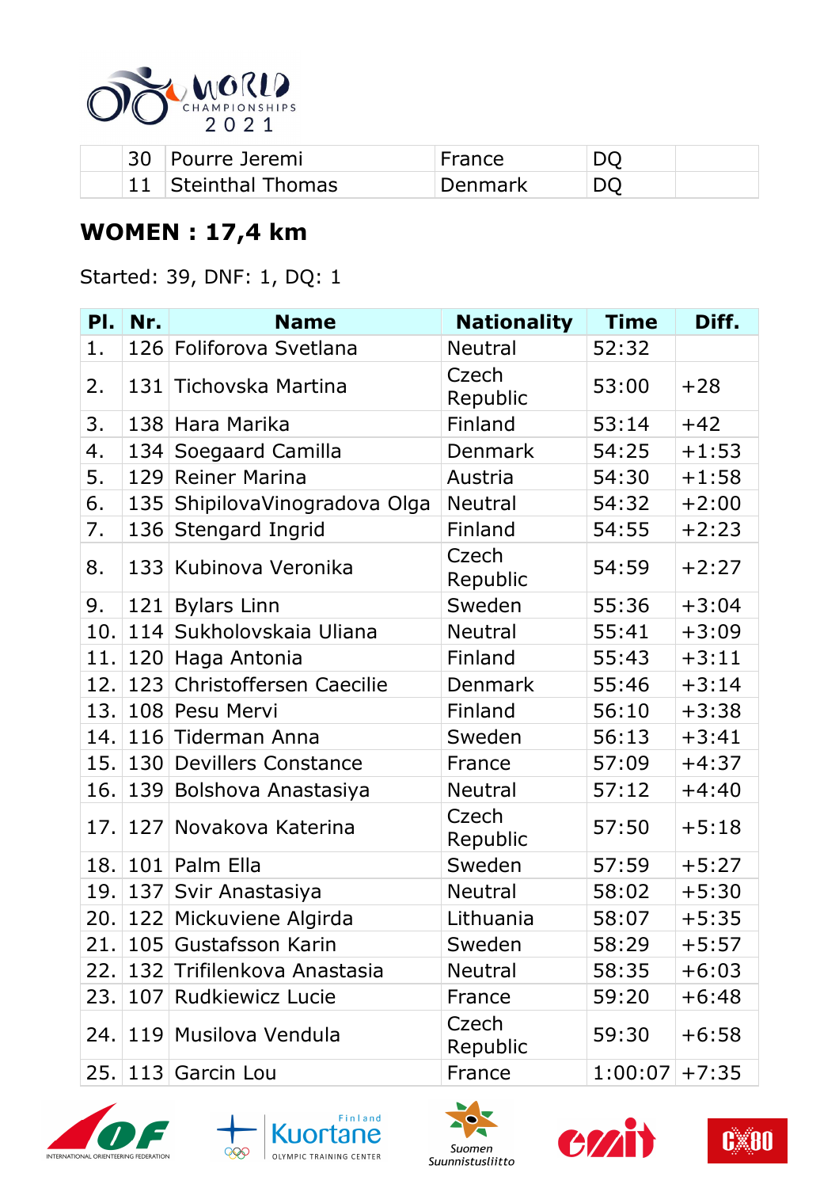|  | 30 | Pourre Jeremi | France | DQ |  |
|---|---|---|---|---|---|
|  | 11 | Steinthal Thomas | Denmark | DQ |  |

## WOMEN : 17,4 km

Started: 39, DNF: 1, DQ: 1

| Pl. | Nr. | Name | Nationality | Time | Diff. |
|---|---|---|---|---|---|
| 1. | 126 | Foliforova Svetlana | Neutral | 52:32 |  |
| 2. | 131 | Tichovska Martina | Czech Republic | 53:00 | +28 |
| 3. | 138 | Hara Marika | Finland | 53:14 | +42 |
| 4. | 134 | Soegaard Camilla | Denmark | 54:25 | +1:53 |
| 5. | 129 | Reiner Marina | Austria | 54:30 | +1:58 |
| 6. | 135 | ShipilovaVinogradova Olga | Neutral | 54:32 | +2:00 |
| 7. | 136 | Stengard Ingrid | Finland | 54:55 | +2:23 |
| 8. | 133 | Kubinova Veronika | Czech Republic | 54:59 | +2:27 |
| 9. | 121 | Bylars Linn | Sweden | 55:36 | +3:04 |
| 10. | 114 | Sukholovskaia Uliana | Neutral | 55:41 | +3:09 |
| 11. | 120 | Haga Antonia | Finland | 55:43 | +3:11 |
| 12. | 123 | Christoffersen Caecilie | Denmark | 55:46 | +3:14 |
| 13. | 108 | Pesu Mervi | Finland | 56:10 | +3:38 |
| 14. | 116 | Tiderman Anna | Sweden | 56:13 | +3:41 |
| 15. | 130 | Devillers Constance | France | 57:09 | +4:37 |
| 16. | 139 | Bolshova Anastasiya | Neutral | 57:12 | +4:40 |
| 17. | 127 | Novakova Katerina | Czech Republic | 57:50 | +5:18 |
| 18. | 101 | Palm Ella | Sweden | 57:59 | +5:27 |
| 19. | 137 | Svir Anastasiya | Neutral | 58:02 | +5:30 |
| 20. | 122 | Mickuviene Algirda | Lithuania | 58:07 | +5:35 |
| 21. | 105 | Gustafsson Karin | Sweden | 58:29 | +5:57 |
| 22. | 132 | Trifilenkova Anastasia | Neutral | 58:35 | +6:03 |
| 23. | 107 | Rudkiewicz Lucie | France | 59:20 | +6:48 |
| 24. | 119 | Musilova Vendula | Czech Republic | 59:30 | +6:58 |
| 25. | 113 | Garcin Lou | France | 1:00:07 | +7:35 |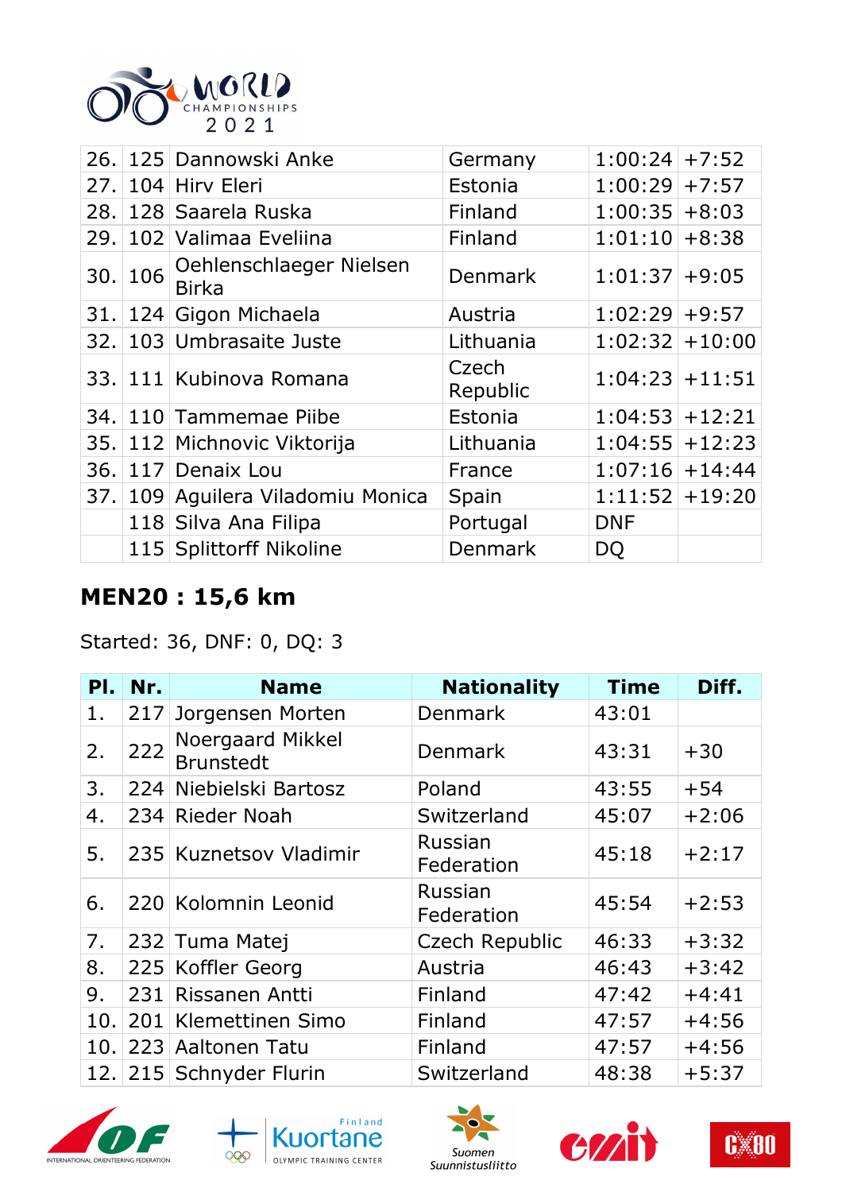| 26. | 125 | Dannowski Anke | Germany | 1:00:24 | +7:52 |
|---|---|---|---|---|---|
| 27. | 104 | Hirv Eleri | Estonia | 1:00:29 | +7:57 |
| 28. | 128 | Saarela Ruska | Finland | 1:00:35 | +8:03 |
| 29. | 102 | Valimaa Eveliina | Finland | 1:01:10 | +8:38 |
| 30. | 106 | Oehlenschlaeger Nielsen Birka | Denmark | 1:01:37 | +9:05 |
| 31. | 124 | Gigon Michaela | Austria | 1:02:29 | +9:57 |
| 32. | 103 | Umbrasaite Juste | Lithuania | 1:02:32 | +10:00 |
| 33. | 111 | Kubinova Romana | Czech Republic | 1:04:23 | +11:51 |
| 34. | 110 | Tammemae Piibe | Estonia | 1:04:53 | +12:21 |
| 35. | 112 | Michnovic Viktorija | Lithuania | 1:04:55 | +12:23 |
| 36. | 117 | Denaix Lou | France | 1:07:16 | +14:44 |
| 37. | 109 | Aguilera Viladomiu Monica | Spain | 1:11:52 | +19:20 |
| | 118 | Silva Ana Filipa | Portugal | DNF | |
| | 115 | Splittorff Nikoline | Denmark | DQ | |

## MEN20 : 15,6 km

Started: 36, DNF: 0, DQ: 3

| Pl. | Nr. | Name | Nationality | Time | Diff. |
|---|---|---|---|---|---|
| 1. | 217 | Jorgensen Morten | Denmark | 43:01 | |
| 2. | 222 | Noergaard Mikkel Brunstedt | Denmark | 43:31 | +30 |
| 3. | 224 | Niebielski Bartosz | Poland | 43:55 | +54 |
| 4. | 234 | Rieder Noah | Switzerland | 45:07 | +2:06 |
| 5. | 235 | Kuznetsov Vladimir | Russian Federation | 45:18 | +2:17 |
| 6. | 220 | Kolomnin Leonid | Russian Federation | 45:54 | +2:53 |
| 7. | 232 | Tuma Matej | Czech Republic | 46:33 | +3:32 |
| 8. | 225 | Koffler Georg | Austria | 46:43 | +3:42 |
| 9. | 231 | Rissanen Antti | Finland | 47:42 | +4:41 |
| 10. | 201 | Klemettinen Simo | Finland | 47:57 | +4:56 |
| 10. | 223 | Aaltonen Tatu | Finland | 47:57 | +4:56 |
| 12. | 215 | Schnyder Flurin | Switzerland | 48:38 | +5:37 |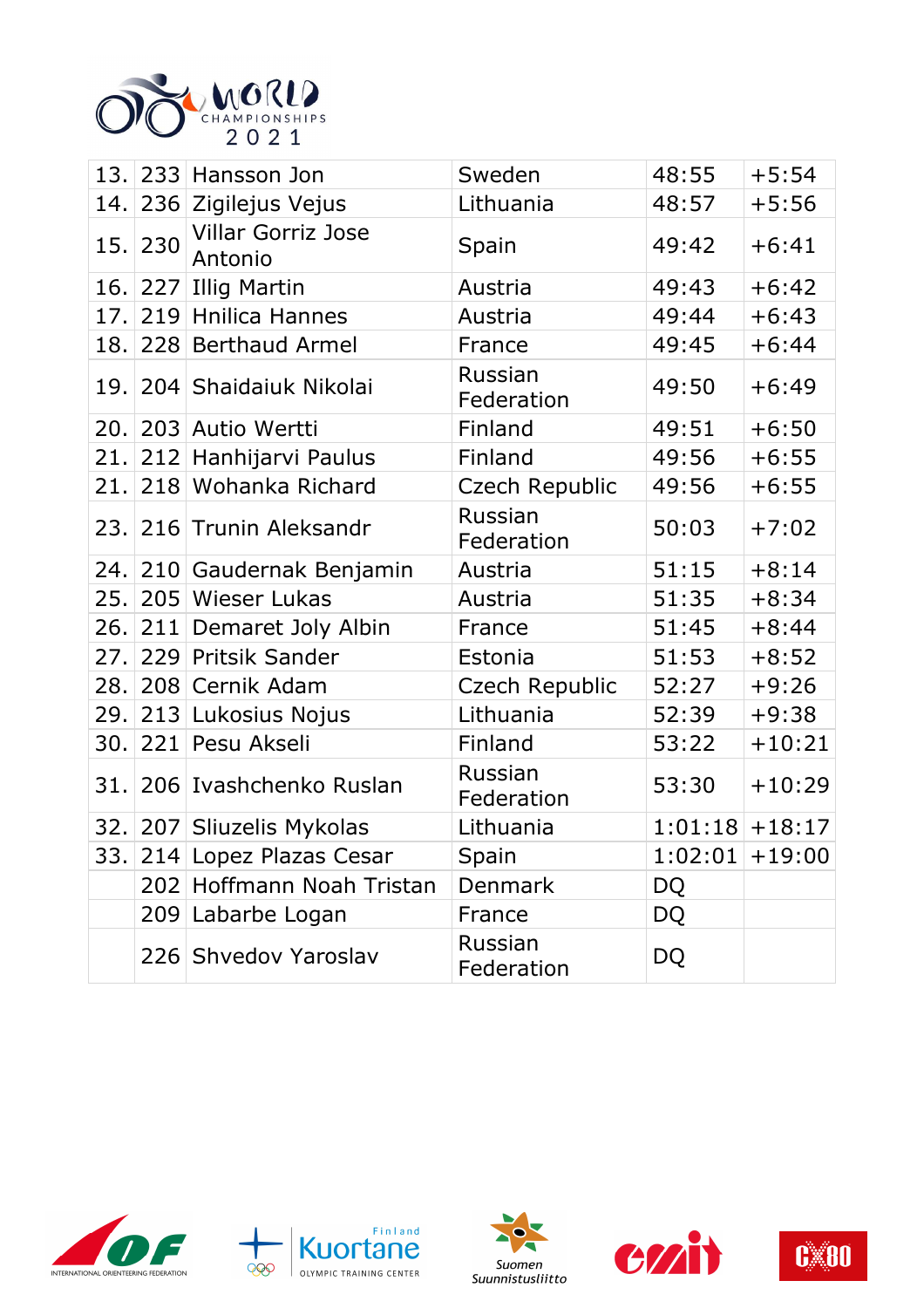| | | | | | |
|---|---|---|---|---|---|
| 13. | 233 | Hansson Jon | Sweden | 48:55 | +5:54 |
| 14. | 236 | Zigilejus Vejus | Lithuania | 48:57 | +5:56 |
| 15. | 230 | Villar Gorriz Jose Antonio | Spain | 49:42 | +6:41 |
| 16. | 227 | Illig Martin | Austria | 49:43 | +6:42 |
| 17. | 219 | Hnilica Hannes | Austria | 49:44 | +6:43 |
| 18. | 228 | Berthaud Armel | France | 49:45 | +6:44 |
| 19. | 204 | Shaidaiuk Nikolai | Russian Federation | 49:50 | +6:49 |
| 20. | 203 | Autio Wertti | Finland | 49:51 | +6:50 |
| 21. | 212 | Hanhijarvi Paulus | Finland | 49:56 | +6:55 |
| 21. | 218 | Wohanka Richard | Czech Republic | 49:56 | +6:55 |
| 23. | 216 | Trunin Aleksandr | Russian Federation | 50:03 | +7:02 |
| 24. | 210 | Gaudernak Benjamin | Austria | 51:15 | +8:14 |
| 25. | 205 | Wieser Lukas | Austria | 51:35 | +8:34 |
| 26. | 211 | Demaret Joly Albin | France | 51:45 | +8:44 |
| 27. | 229 | Pritsik Sander | Estonia | 51:53 | +8:52 |
| 28. | 208 | Cernik Adam | Czech Republic | 52:27 | +9:26 |
| 29. | 213 | Lukosius Nojus | Lithuania | 52:39 | +9:38 |
| 30. | 221 | Pesu Akseli | Finland | 53:22 | +10:21 |
| 31. | 206 | Ivashchenko Ruslan | Russian Federation | 53:30 | +10:29 |
| 32. | 207 | Sliuzelis Mykolas | Lithuania | 1:01:18 | +18:17 |
| 33. | 214 | Lopez Plazas Cesar | Spain | 1:02:01 | +19:00 |
| | 202 | Hoffmann Noah Tristan | Denmark | DQ | |
| | 209 | Labarbe Logan | France | DQ | |
| | 226 | Shvedov Yaroslav | Russian Federation | DQ | |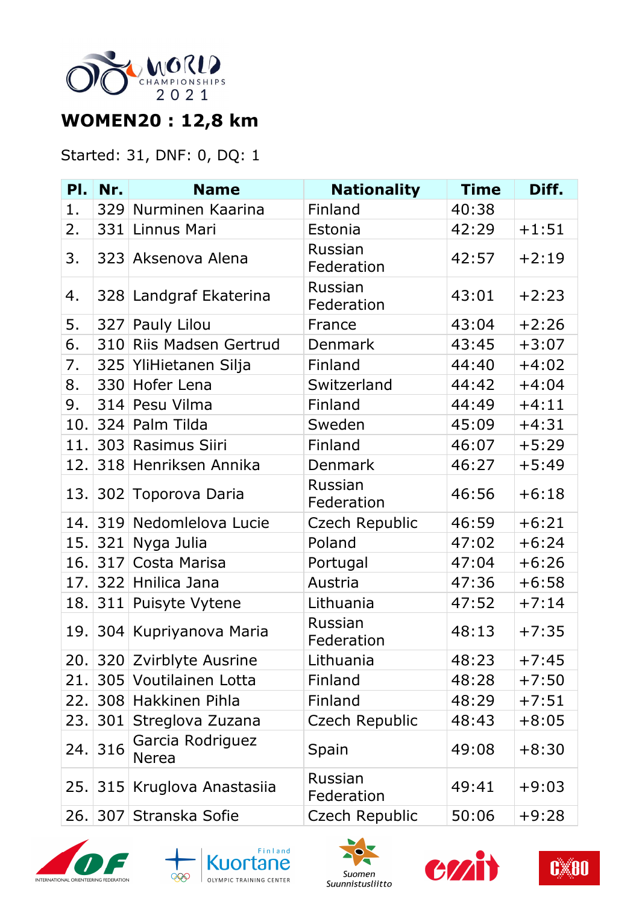## WOMEN20 : 12,8 km

Started: 31, DNF: 0, DQ: 1

| Pl. | Nr. | Name | Nationality | Time | Diff. |
|---|---|---|---|---|---|
| 1. | 329 | Nurminen Kaarina | Finland | 40:38 | |
| 2. | 331 | Linnus Mari | Estonia | 42:29 | +1:51 |
| 3. | 323 | Aksenova Alena | Russian Federation | 42:57 | +2:19 |
| 4. | 328 | Landgraf Ekaterina | Russian Federation | 43:01 | +2:23 |
| 5. | 327 | Pauly Lilou | France | 43:04 | +2:26 |
| 6. | 310 | Riis Madsen Gertrud | Denmark | 43:45 | +3:07 |
| 7. | 325 | YliHietanen Silja | Finland | 44:40 | +4:02 |
| 8. | 330 | Hofer Lena | Switzerland | 44:42 | +4:04 |
| 9. | 314 | Pesu Vilma | Finland | 44:49 | +4:11 |
| 10. | 324 | Palm Tilda | Sweden | 45:09 | +4:31 |
| 11. | 303 | Rasimus Siiri | Finland | 46:07 | +5:29 |
| 12. | 318 | Henriksen Annika | Denmark | 46:27 | +5:49 |
| 13. | 302 | Toporova Daria | Russian Federation | 46:56 | +6:18 |
| 14. | 319 | Nedomlelova Lucie | Czech Republic | 46:59 | +6:21 |
| 15. | 321 | Nyga Julia | Poland | 47:02 | +6:24 |
| 16. | 317 | Costa Marisa | Portugal | 47:04 | +6:26 |
| 17. | 322 | Hnilica Jana | Austria | 47:36 | +6:58 |
| 18. | 311 | Puisyte Vytene | Lithuania | 47:52 | +7:14 |
| 19. | 304 | Kupriyanova Maria | Russian Federation | 48:13 | +7:35 |
| 20. | 320 | Zvirblyte Ausrine | Lithuania | 48:23 | +7:45 |
| 21. | 305 | Voutilainen Lotta | Finland | 48:28 | +7:50 |
| 22. | 308 | Hakkinen Pihla | Finland | 48:29 | +7:51 |
| 23. | 301 | Streglova Zuzana | Czech Republic | 48:43 | +8:05 |
| 24. | 316 | Garcia Rodriguez Nerea | Spain | 49:08 | +8:30 |
| 25. | 315 | Kruglova Anastasiia | Russian Federation | 49:41 | +9:03 |
| 26. | 307 | Stranska Sofie | Czech Republic | 50:06 | +9:28 |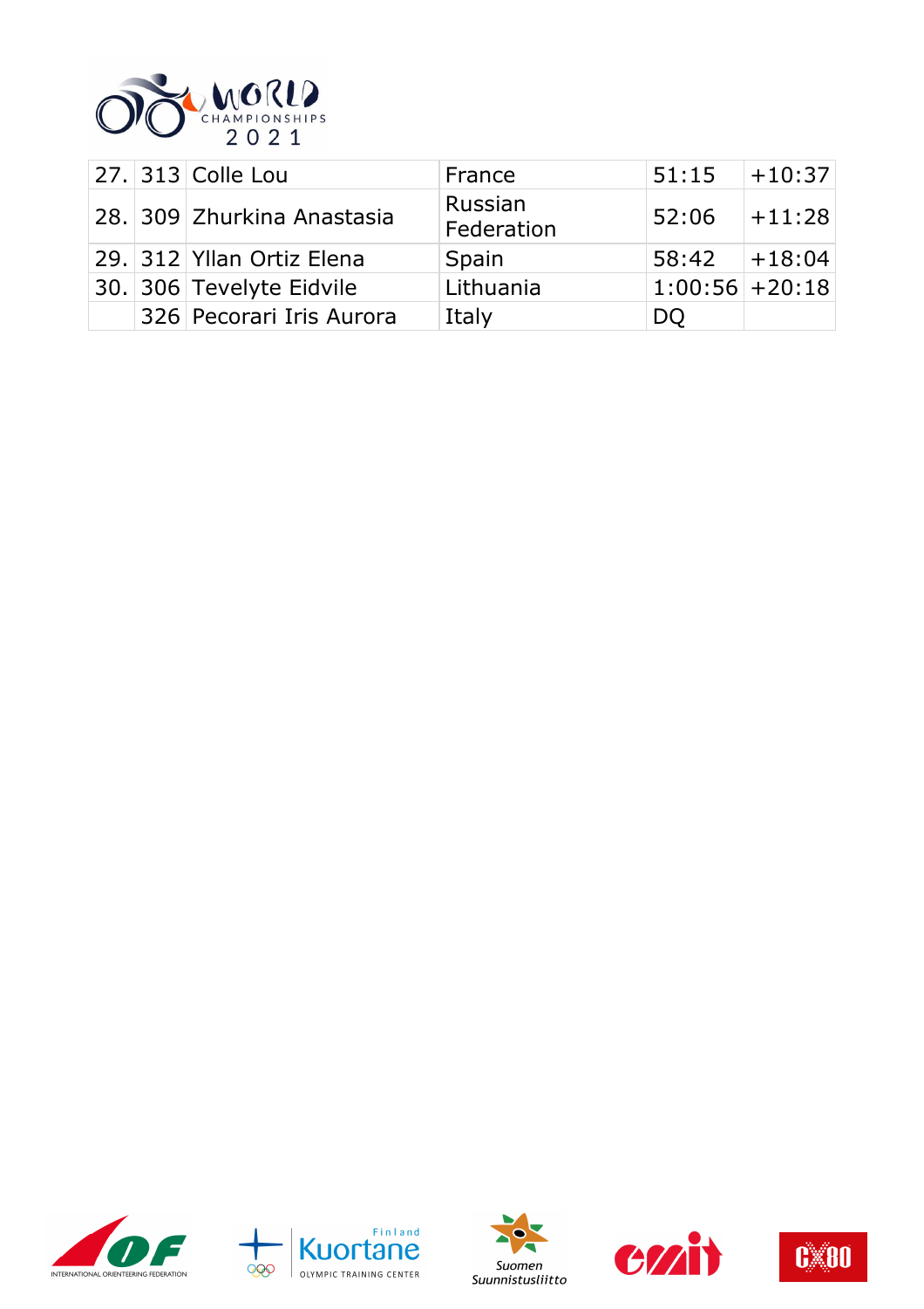| | | | | | |
|---|---|---|---|---|---|
| 27. | 313 | Colle Lou | France | 51:15 | +10:37 |
| 28. | 309 | Zhurkina Anastasia | Russian Federation | 52:06 | +11:28 |
| 29. | 312 | Yllan Ortiz Elena | Spain | 58:42 | +18:04 |
| 30. | 306 | Tevelyte Eidvile | Lithuania | 1:00:56 | +20:18 |
| | 326 | Pecorari Iris Aurora | Italy | DQ | |